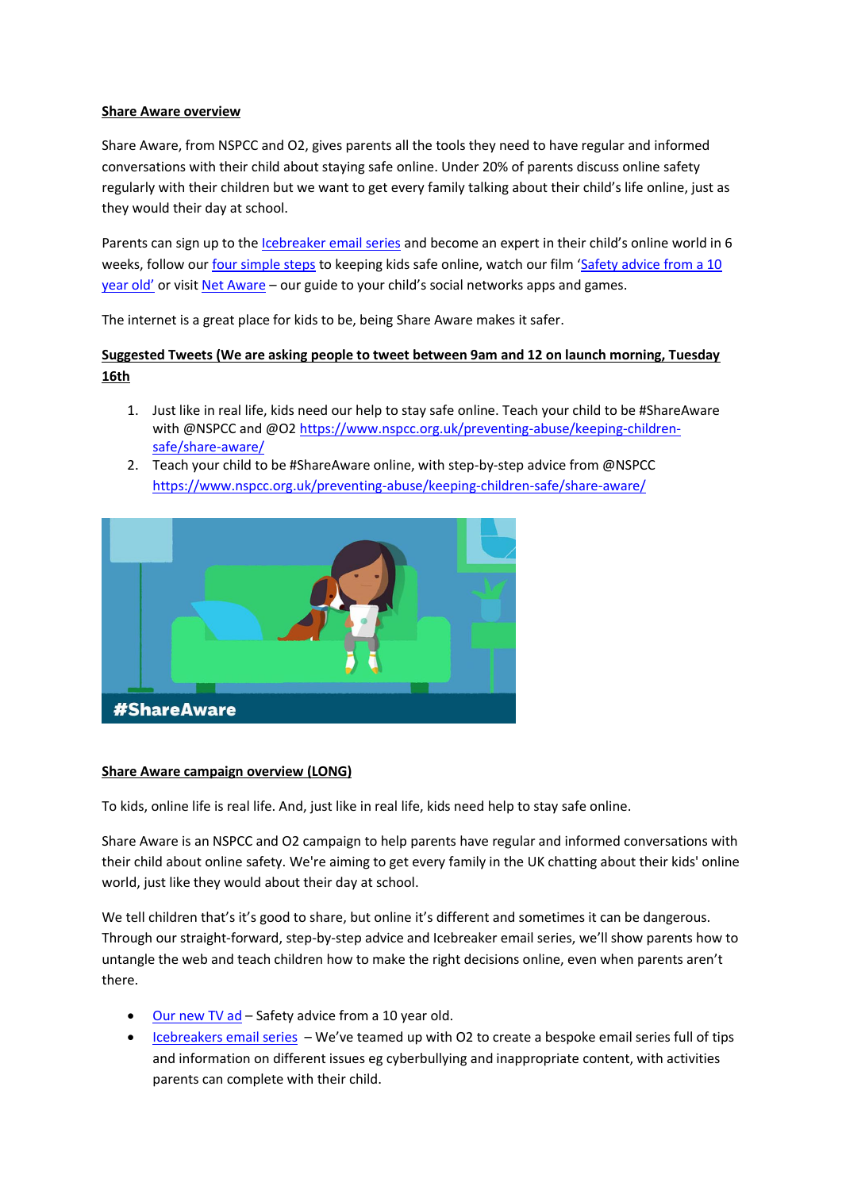**Share Aware overview**

Share Aware, from NSPCC and O2, gives parents all the tools they need to have regular and informed conversations with their child about staying safe online. Under 20% of parents discuss online safety regularly with their children but we want to get every family talking about their child's life online, just as they would their day at school.

Parents can sign up to the Icebreaker email series and become an expert in their child's online world in 6 weeks, follow our four simple steps to keeping kids safe online, watch our film 'Safety advice from a 10 year old' or visit Net Aware – our guide to your child's social networks apps and games.

The internet is a great place for kids to be, being Share Aware makes it safer.

**Suggested Tweets (We are asking people to tweet between 9am and 12 on launch morning, Tuesday 16th**

1. Just like in real life, kids need our help to stay safe online. Teach your child to be #ShareAware with @NSPCC and @O2 https://www.nspcc.org.uk/preventing-abuse/keeping-children-safe/share-aware/
2. Teach your child to be #ShareAware online, with step-by-step advice from @NSPCC https://www.nspcc.org.uk/preventing-abuse/keeping-children-safe/share-aware/

#ShareAware

**Share Aware campaign overview (LONG)**

To kids, online life is real life. And, just like in real life, kids need help to stay safe online.

Share Aware is an NSPCC and O2 campaign to help parents have regular and informed conversations with their child about online safety. We're aiming to get every family in the UK chatting about their kids' online world, just like they would about their day at school.

We tell children that's it's good to share, but online it's different and sometimes it can be dangerous. Through our straight-forward, step-by-step advice and Icebreaker email series, we'll show parents how to untangle the web and teach children how to make the right decisions online, even when parents aren't there.

- Our new TV ad – Safety advice from a 10 year old.
- Icebreakers email series – We've teamed up with O2 to create a bespoke email series full of tips and information on different issues eg cyberbullying and inappropriate content, with activities parents can complete with their child.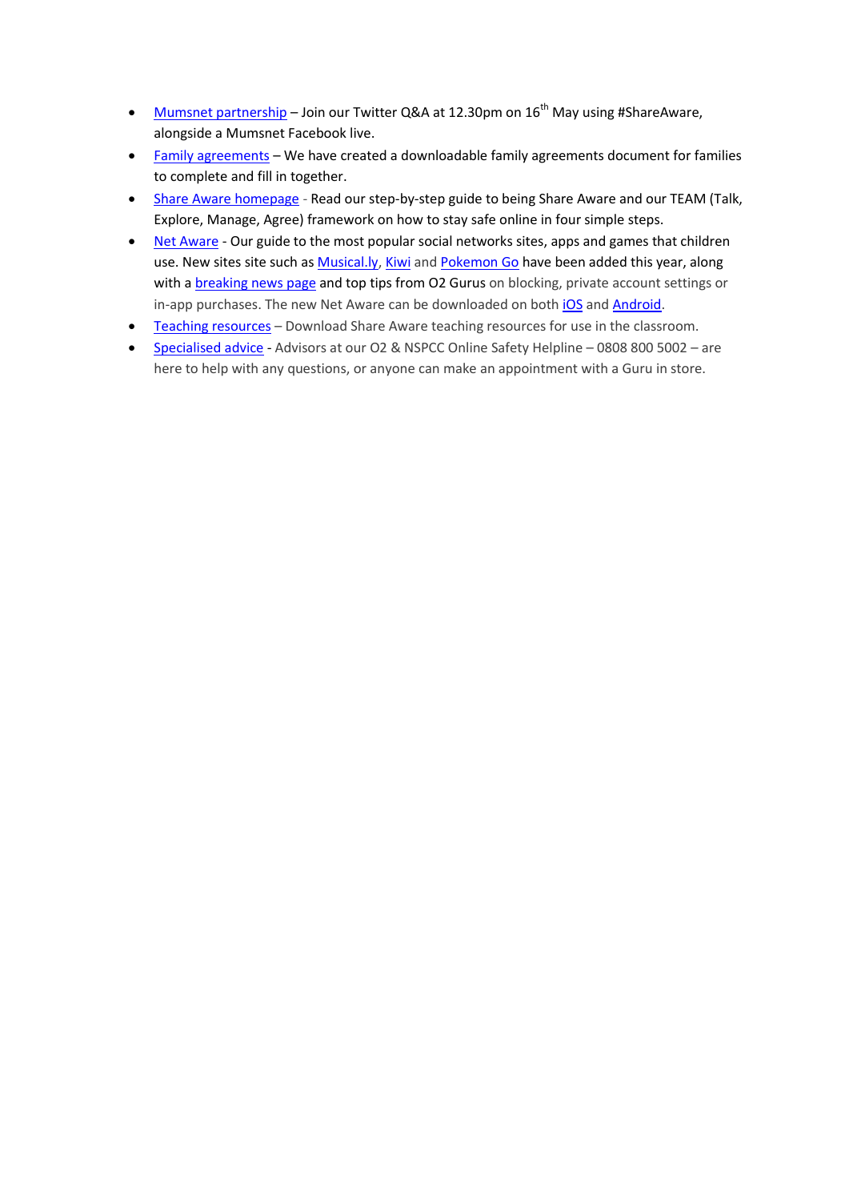- Mumsnet partnership – Join our Twitter Q&A at 12.30pm on 16th May using #ShareAware, alongside a Mumsnet Facebook live.
- Family agreements – We have created a downloadable family agreements document for families to complete and fill in together.
- Share Aware homepage - Read our step-by-step guide to being Share Aware and our TEAM (Talk, Explore, Manage, Agree) framework on how to stay safe online in four simple steps.
- Net Aware - Our guide to the most popular social networks sites, apps and games that children use. New sites site such as Musical.ly, Kiwi and Pokemon Go have been added this year, along with a breaking news page and top tips from O2 Gurus on blocking, private account settings or in-app purchases. The new Net Aware can be downloaded on both iOS and Android.
- Teaching resources – Download Share Aware teaching resources for use in the classroom.
- Specialised advice - Advisors at our O2 & NSPCC Online Safety Helpline – 0808 800 5002 – are here to help with any questions, or anyone can make an appointment with a Guru in store.